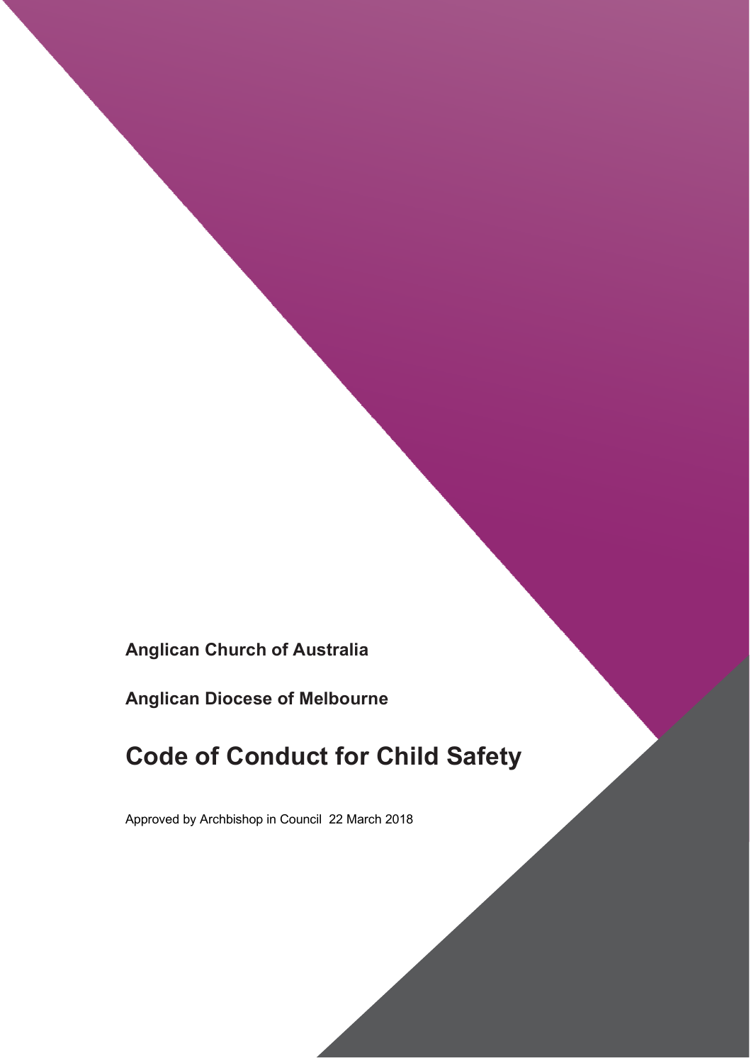**Anglican Church of Australia**

**Anglican Diocese of Melbourne**

# Code of Conduct for Child Safety

Approved by Archbishop in Council 22 March 2018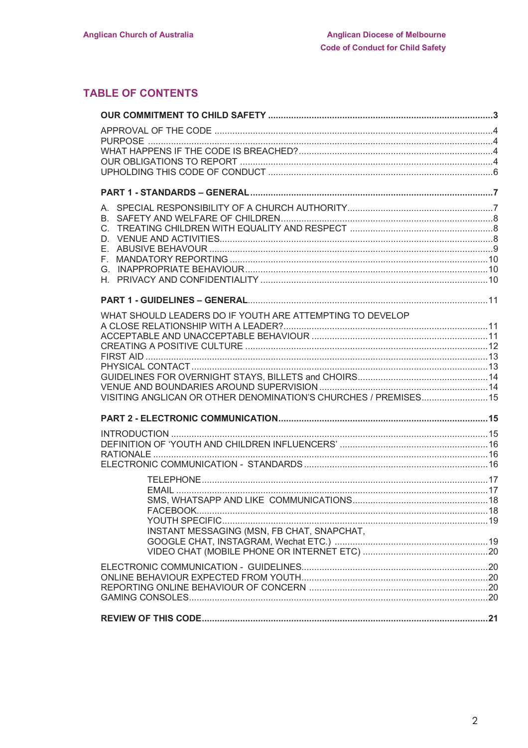# TABLE OF CONTENTS

**OUR COMMITMENT TO CHILD SAFETY** ....................................................................................... **3**

APPROVAL OF THE CODE ....................................................................................................... 4
PURPOSE ................................................................................................................................... 4
WHAT HAPPENS IF THE CODE IS BREACHED? ...................................................................... 4
OUR OBLIGATIONS TO REPORT ............................................................................................. 4
UPHOLDING THIS CODE OF CONDUCT ................................................................................... 6

**PART 1 - STANDARDS – GENERAL** ....................................................................................... **7**

A. SPECIAL RESPONSIBILITY OF A CHURCH AUTHORITY ..................................................... 7
B. SAFETY AND WELFARE OF CHILDREN ............................................................................... 8
C. TREATING CHILDREN WITH EQUALITY AND RESPECT ..................................................... 8
D. VENUE AND ACTIVITIES ....................................................................................................... 8
E. ABUSIVE BEHAVOUR ............................................................................................................ 9
F. MANDATORY REPORTING ..................................................................................................... 10
G. INAPPROPRIATE BEHAVIOUR .............................................................................................. 10
H. PRIVACY AND CONFIDENTIALITY ........................................................................................ 10

**PART 1 - GUIDELINES – GENERAL** ....................................................................................... 11

WHAT SHOULD LEADERS DO IF YOUTH ARE ATTEMPTING TO DEVELOP A CLOSE RELATIONSHIP WITH A LEADER? ............................................................................. 11
ACCEPTABLE AND UNACCEPTABLE BEHAVIOUR .................................................................. 11
CREATING A POSITIVE CULTURE ............................................................................................ 12
FIRST AID ................................................................................................................................... 13
PHYSICAL CONTACT .................................................................................................................. 13
GUIDELINES FOR OVERNIGHT STAYS, BILLETS and CHOIRS ................................................ 14
VENUE AND BOUNDARIES AROUND SUPERVISION ............................................................... 14
VISITING ANGLICAN OR OTHER DENOMINATION'S CHURCHES / PREMISES ...................... 15

**PART 2 - ELECTRONIC COMMUNICATION** ........................................................................... **15**

INTRODUCTION .......................................................................................................................... 15
DEFINITION OF 'YOUTH AND CHILDREN INFLUENCERS' ........................................................ 16
RATIONALE ................................................................................................................................. 16
ELECTRONIC COMMUNICATION - STANDARDS ....................................................................... 16

- TELEPHONE ........................................................................................................................ 17
- EMAIL ................................................................................................................................... 17
- SMS, WHATSAPP AND LIKE COMMUNICATIONS ............................................................. 18
- FACEBOOK .......................................................................................................................... 18
- YOUTH SPECIFIC ................................................................................................................ 19
- INSTANT MESSAGING (MSN, FB CHAT, SNAPCHAT, GOOGLE CHAT, INSTAGRAM, Wechat ETC.) ....................................................................... 19
- VIDEO CHAT (MOBILE PHONE OR INTERNET ETC) ........................................................... 20

ELECTRONIC COMMUNICATION - GUIDELINES ........................................................................ 20
ONLINE BEHAVIOUR EXPECTED FROM YOUTH ........................................................................ 20
REPORTING ONLINE BEHAVIOUR OF CONCERN ..................................................................... 20
GAMING CONSOLES ................................................................................................................... 20

**REVIEW OF THIS CODE** ........................................................................................................... **21**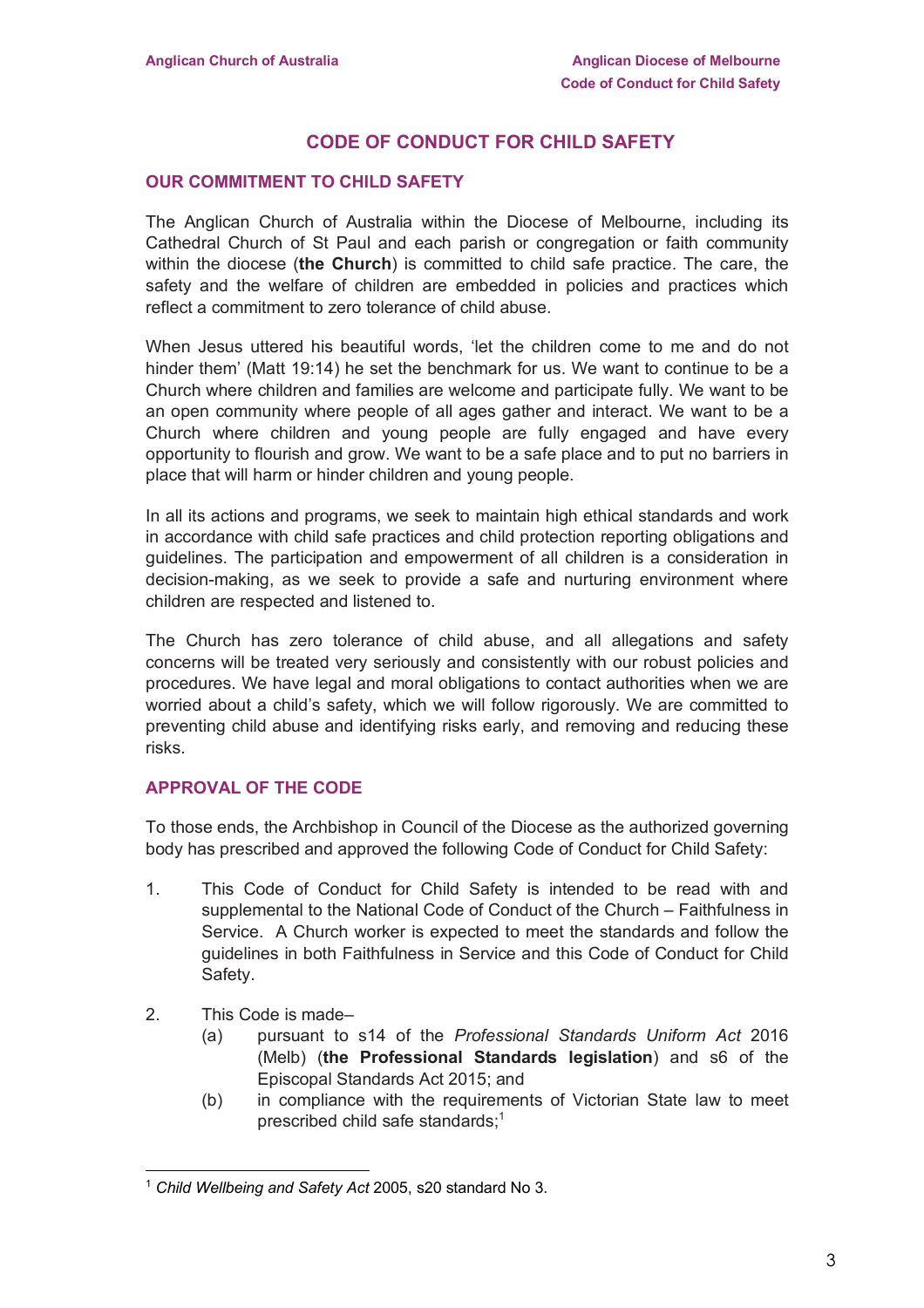# CODE OF CONDUCT FOR CHILD SAFETY

## OUR COMMITMENT TO CHILD SAFETY

The Anglican Church of Australia within the Diocese of Melbourne, including its Cathedral Church of St Paul and each parish or congregation or faith community within the diocese (**the Church**) is committed to child safe practice. The care, the safety and the welfare of children are embedded in policies and practices which reflect a commitment to zero tolerance of child abuse.

When Jesus uttered his beautiful words, 'let the children come to me and do not hinder them' (Matt 19:14) he set the benchmark for us. We want to continue to be a Church where children and families are welcome and participate fully. We want to be an open community where people of all ages gather and interact. We want to be a Church where children and young people are fully engaged and have every opportunity to flourish and grow. We want to be a safe place and to put no barriers in place that will harm or hinder children and young people.

In all its actions and programs, we seek to maintain high ethical standards and work in accordance with child safe practices and child protection reporting obligations and guidelines. The participation and empowerment of all children is a consideration in decision-making, as we seek to provide a safe and nurturing environment where children are respected and listened to.

The Church has zero tolerance of child abuse, and all allegations and safety concerns will be treated very seriously and consistently with our robust policies and procedures. We have legal and moral obligations to contact authorities when we are worried about a child's safety, which we will follow rigorously. We are committed to preventing child abuse and identifying risks early, and removing and reducing these risks.

## APPROVAL OF THE CODE

To those ends, the Archbishop in Council of the Diocese as the authorized governing body has prescribed and approved the following Code of Conduct for Child Safety:

1. This Code of Conduct for Child Safety is intended to be read with and supplemental to the National Code of Conduct of the Church – Faithfulness in Service. A Church worker is expected to meet the standards and follow the guidelines in both Faithfulness in Service and this Code of Conduct for Child Safety.

2. This Code is made–
   (a) pursuant to s14 of the *Professional Standards Uniform Act* 2016 (Melb) (**the Professional Standards legislation**) and s6 of the Episcopal Standards Act 2015; and
   (b) in compliance with the requirements of Victorian State law to meet prescribed child safe standards;[1]

---

[1] *Child Wellbeing and Safety Act* 2005, s20 standard No 3.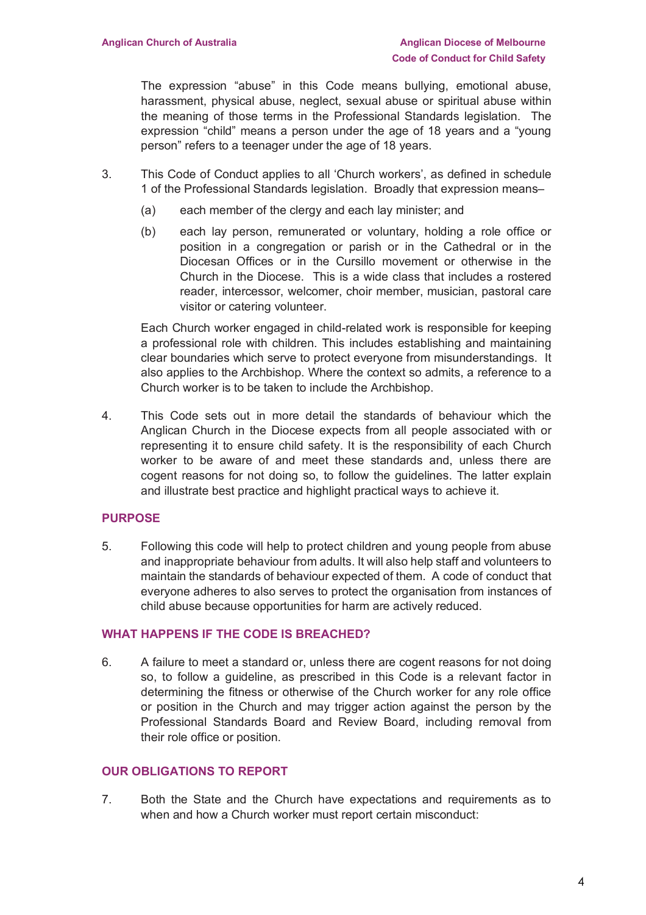The expression "abuse" in this Code means bullying, emotional abuse, harassment, physical abuse, neglect, sexual abuse or spiritual abuse within the meaning of those terms in the Professional Standards legislation. The expression "child" means a person under the age of 18 years and a "young person" refers to a teenager under the age of 18 years.

3. This Code of Conduct applies to all 'Church workers', as defined in schedule 1 of the Professional Standards legislation. Broadly that expression means–

   (a) each member of the clergy and each lay minister; and

   (b) each lay person, remunerated or voluntary, holding a role office or position in a congregation or parish or in the Cathedral or in the Diocesan Offices or in the Cursillo movement or otherwise in the Church in the Diocese. This is a wide class that includes a rostered reader, intercessor, welcomer, choir member, musician, pastoral care visitor or catering volunteer.

   Each Church worker engaged in child-related work is responsible for keeping a professional role with children. This includes establishing and maintaining clear boundaries which serve to protect everyone from misunderstandings. It also applies to the Archbishop. Where the context so admits, a reference to a Church worker is to be taken to include the Archbishop.

4. This Code sets out in more detail the standards of behaviour which the Anglican Church in the Diocese expects from all people associated with or representing it to ensure child safety. It is the responsibility of each Church worker to be aware of and meet these standards and, unless there are cogent reasons for not doing so, to follow the guidelines. The latter explain and illustrate best practice and highlight practical ways to achieve it.

## PURPOSE

5. Following this code will help to protect children and young people from abuse and inappropriate behaviour from adults. It will also help staff and volunteers to maintain the standards of behaviour expected of them. A code of conduct that everyone adheres to also serves to protect the organisation from instances of child abuse because opportunities for harm are actively reduced.

## WHAT HAPPENS IF THE CODE IS BREACHED?

6. A failure to meet a standard or, unless there are cogent reasons for not doing so, to follow a guideline, as prescribed in this Code is a relevant factor in determining the fitness or otherwise of the Church worker for any role office or position in the Church and may trigger action against the person by the Professional Standards Board and Review Board, including removal from their role office or position.

## OUR OBLIGATIONS TO REPORT

7. Both the State and the Church have expectations and requirements as to when and how a Church worker must report certain misconduct: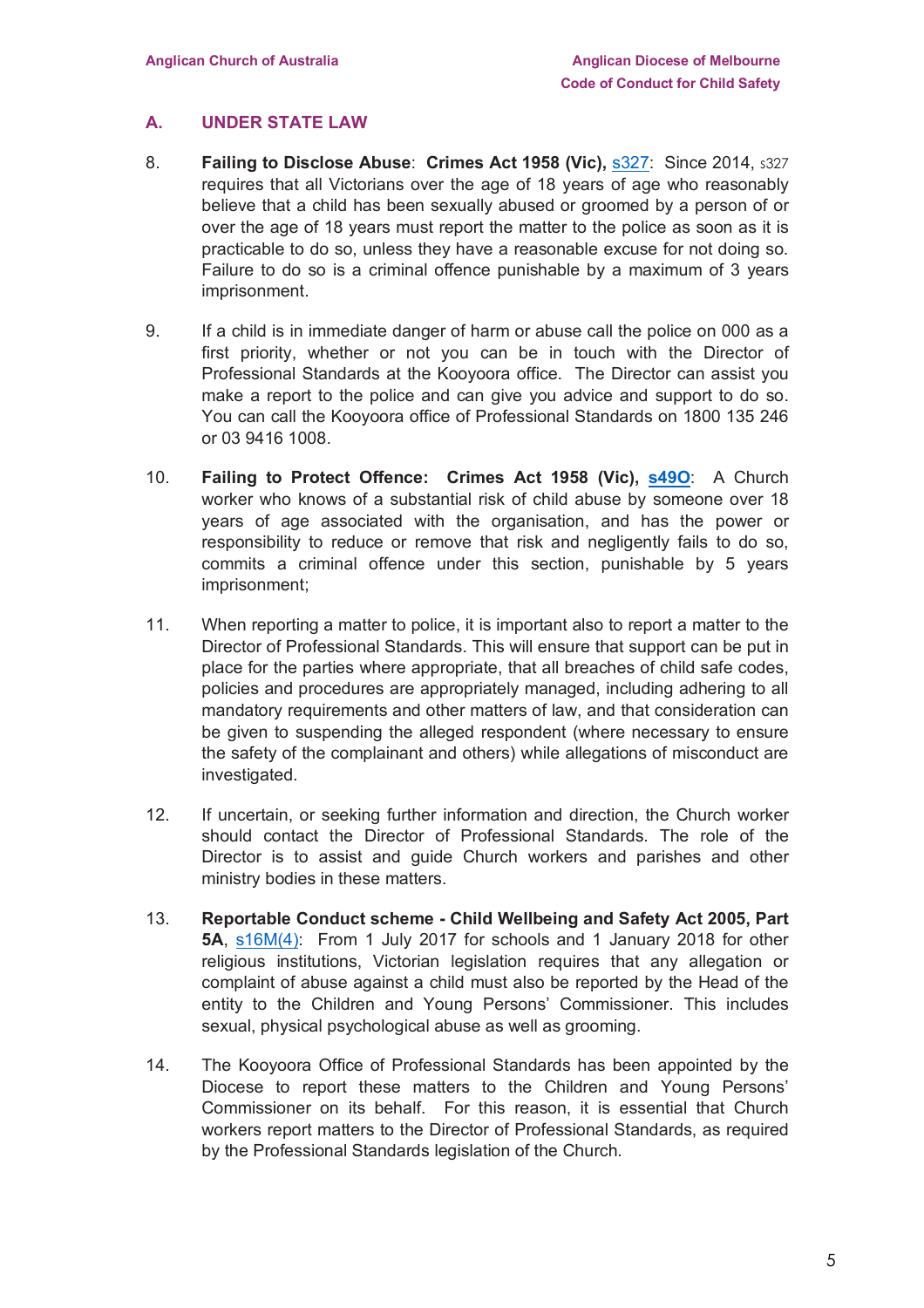## A. UNDER STATE LAW

8. **Failing to Disclose Abuse**: **Crimes Act 1958 (Vic),** s327: Since 2014, s327 requires that all Victorians over the age of 18 years of age who reasonably believe that a child has been sexually abused or groomed by a person of or over the age of 18 years must report the matter to the police as soon as it is practicable to do so, unless they have a reasonable excuse for not doing so. Failure to do so is a criminal offence punishable by a maximum of 3 years imprisonment.

9. If a child is in immediate danger of harm or abuse call the police on 000 as a first priority, whether or not you can be in touch with the Director of Professional Standards at the Kooyoora office. The Director can assist you make a report to the police and can give you advice and support to do so. You can call the Kooyoora office of Professional Standards on 1800 135 246 or 03 9416 1008.

10. **Failing to Protect Offence: Crimes Act 1958 (Vic), s49O**: A Church worker who knows of a substantial risk of child abuse by someone over 18 years of age associated with the organisation, and has the power or responsibility to reduce or remove that risk and negligently fails to do so, commits a criminal offence under this section, punishable by 5 years imprisonment;

11. When reporting a matter to police, it is important also to report a matter to the Director of Professional Standards. This will ensure that support can be put in place for the parties where appropriate, that all breaches of child safe codes, policies and procedures are appropriately managed, including adhering to all mandatory requirements and other matters of law, and that consideration can be given to suspending the alleged respondent (where necessary to ensure the safety of the complainant and others) while allegations of misconduct are investigated.

12. If uncertain, or seeking further information and direction, the Church worker should contact the Director of Professional Standards. The role of the Director is to assist and guide Church workers and parishes and other ministry bodies in these matters.

13. **Reportable Conduct scheme - Child Wellbeing and Safety Act 2005, Part 5A**, s16M(4): From 1 July 2017 for schools and 1 January 2018 for other religious institutions, Victorian legislation requires that any allegation or complaint of abuse against a child must also be reported by the Head of the entity to the Children and Young Persons' Commissioner. This includes sexual, physical psychological abuse as well as grooming.

14. The Kooyoora Office of Professional Standards has been appointed by the Diocese to report these matters to the Children and Young Persons' Commissioner on its behalf. For this reason, it is essential that Church workers report matters to the Director of Professional Standards, as required by the Professional Standards legislation of the Church.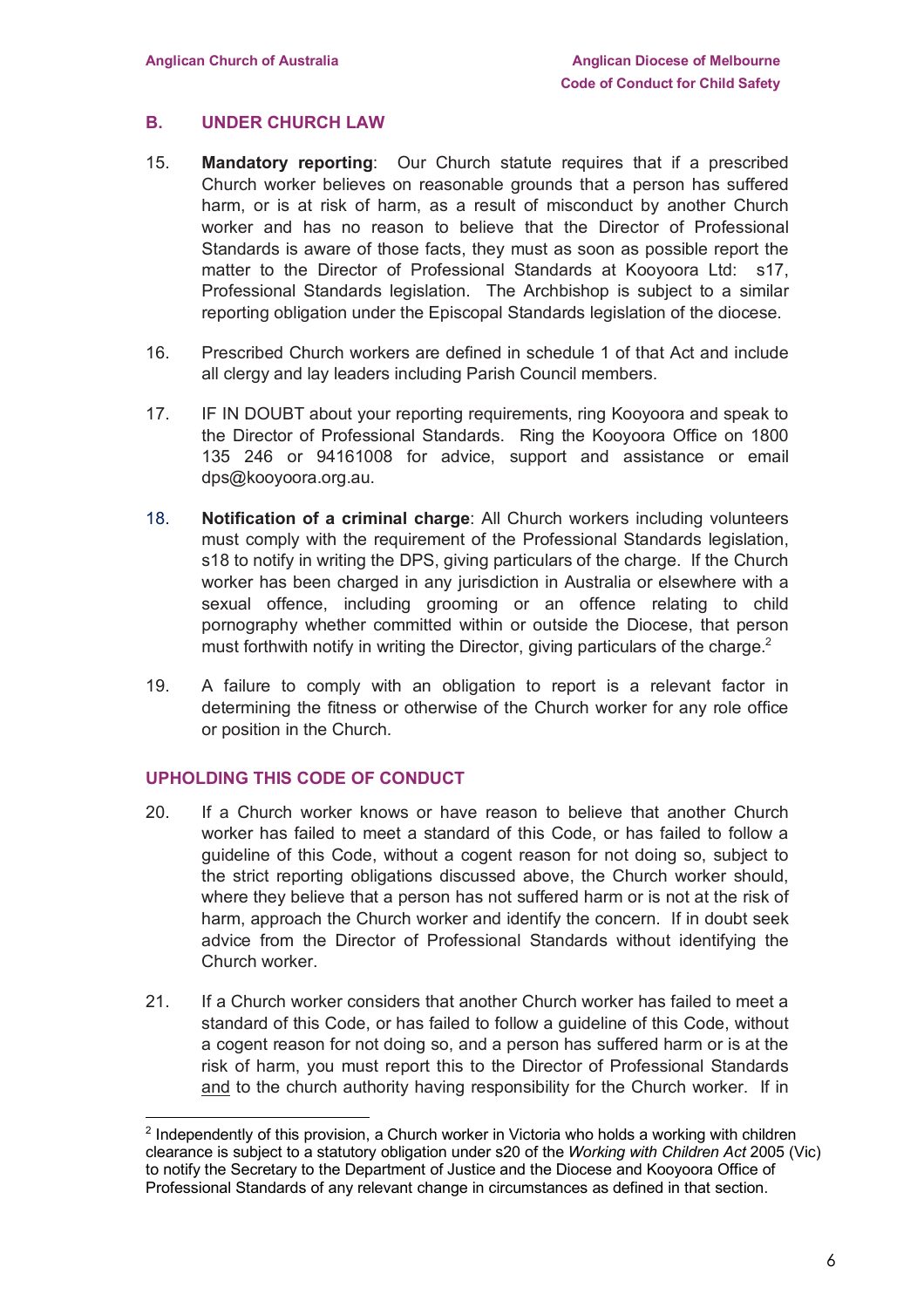## B. UNDER CHURCH LAW

15. **Mandatory reporting**: Our Church statute requires that if a prescribed Church worker believes on reasonable grounds that a person has suffered harm, or is at risk of harm, as a result of misconduct by another Church worker and has no reason to believe that the Director of Professional Standards is aware of those facts, they must as soon as possible report the matter to the Director of Professional Standards at Kooyoora Ltd: s17, Professional Standards legislation. The Archbishop is subject to a similar reporting obligation under the Episcopal Standards legislation of the diocese.

16. Prescribed Church workers are defined in schedule 1 of that Act and include all clergy and lay leaders including Parish Council members.

17. IF IN DOUBT about your reporting requirements, ring Kooyoora and speak to the Director of Professional Standards. Ring the Kooyoora Office on 1800 135 246 or 94161008 for advice, support and assistance or email dps@kooyoora.org.au.

18. **Notification of a criminal charge**: All Church workers including volunteers must comply with the requirement of the Professional Standards legislation, s18 to notify in writing the DPS, giving particulars of the charge. If the Church worker has been charged in any jurisdiction in Australia or elsewhere with a sexual offence, including grooming or an offence relating to child pornography whether committed within or outside the Diocese, that person must forthwith notify in writing the Director, giving particulars of the charge.[2]

19. A failure to comply with an obligation to report is a relevant factor in determining the fitness or otherwise of the Church worker for any role office or position in the Church.

## UPHOLDING THIS CODE OF CONDUCT

20. If a Church worker knows or have reason to believe that another Church worker has failed to meet a standard of this Code, or has failed to follow a guideline of this Code, without a cogent reason for not doing so, subject to the strict reporting obligations discussed above, the Church worker should, where they believe that a person has not suffered harm or is not at the risk of harm, approach the Church worker and identify the concern. If in doubt seek advice from the Director of Professional Standards without identifying the Church worker.

21. If a Church worker considers that another Church worker has failed to meet a standard of this Code, or has failed to follow a guideline of this Code, without a cogent reason for not doing so, and a person has suffered harm or is at the risk of harm, you must report this to the Director of Professional Standards and to the church authority having responsibility for the Church worker. If in

---

[2] Independently of this provision, a Church worker in Victoria who holds a working with children clearance is subject to a statutory obligation under s20 of the *Working with Children Act* 2005 (Vic) to notify the Secretary to the Department of Justice and the Diocese and Kooyoora Office of Professional Standards of any relevant change in circumstances as defined in that section.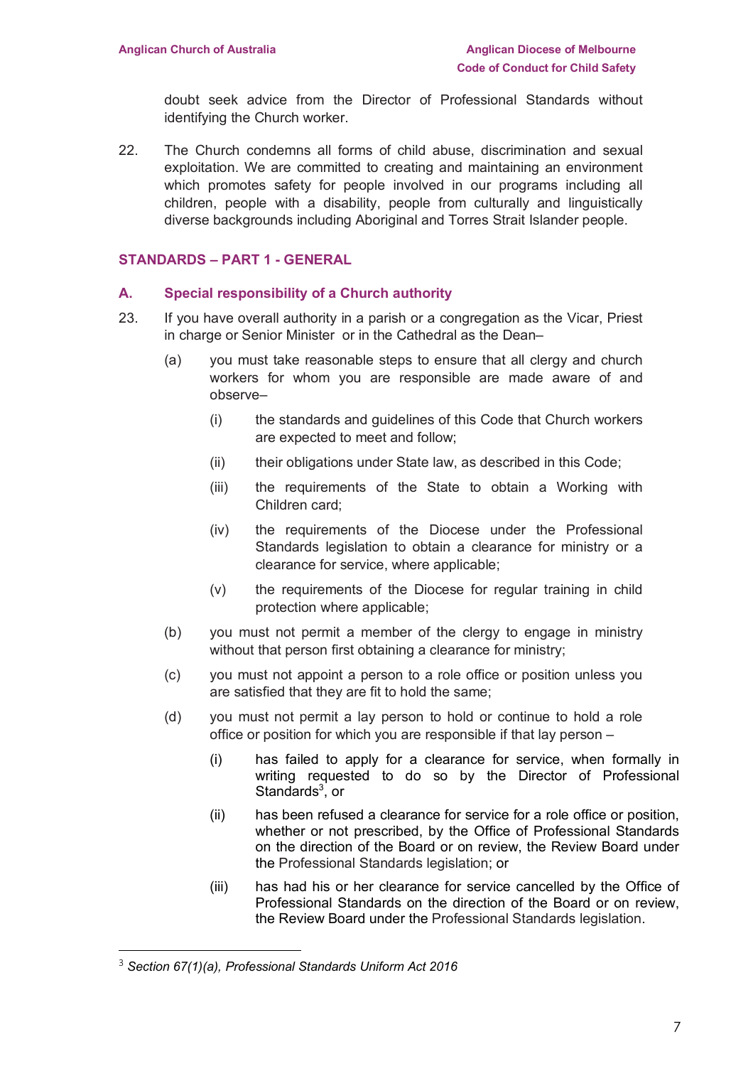doubt seek advice from the Director of Professional Standards without identifying the Church worker.

22. The Church condemns all forms of child abuse, discrimination and sexual exploitation. We are committed to creating and maintaining an environment which promotes safety for people involved in our programs including all children, people with a disability, people from culturally and linguistically diverse backgrounds including Aboriginal and Torres Strait Islander people.

## STANDARDS – PART 1 - GENERAL

### A. Special responsibility of a Church authority

23. If you have overall authority in a parish or a congregation as the Vicar, Priest in charge or Senior Minister or in the Cathedral as the Dean–

    (a) you must take reasonable steps to ensure that all clergy and church workers for whom you are responsible are made aware of and observe–

        (i) the standards and guidelines of this Code that Church workers are expected to meet and follow;

        (ii) their obligations under State law, as described in this Code;

        (iii) the requirements of the State to obtain a Working with Children card;

        (iv) the requirements of the Diocese under the Professional Standards legislation to obtain a clearance for ministry or a clearance for service, where applicable;

        (v) the requirements of the Diocese for regular training in child protection where applicable;

    (b) you must not permit a member of the clergy to engage in ministry without that person first obtaining a clearance for ministry;

    (c) you must not appoint a person to a role office or position unless you are satisfied that they are fit to hold the same;

    (d) you must not permit a lay person to hold or continue to hold a role office or position for which you are responsible if that lay person –

        (i) has failed to apply for a clearance for service, when formally in writing requested to do so by the Director of Professional Standards[3], or

        (ii) has been refused a clearance for service for a role office or position, whether or not prescribed, by the Office of Professional Standards on the direction of the Board or on review, the Review Board under the Professional Standards legislation; or

        (iii) has had his or her clearance for service cancelled by the Office of Professional Standards on the direction of the Board or on review, the Review Board under the Professional Standards legislation.

---

[3] *Section 67(1)(a), Professional Standards Uniform Act 2016*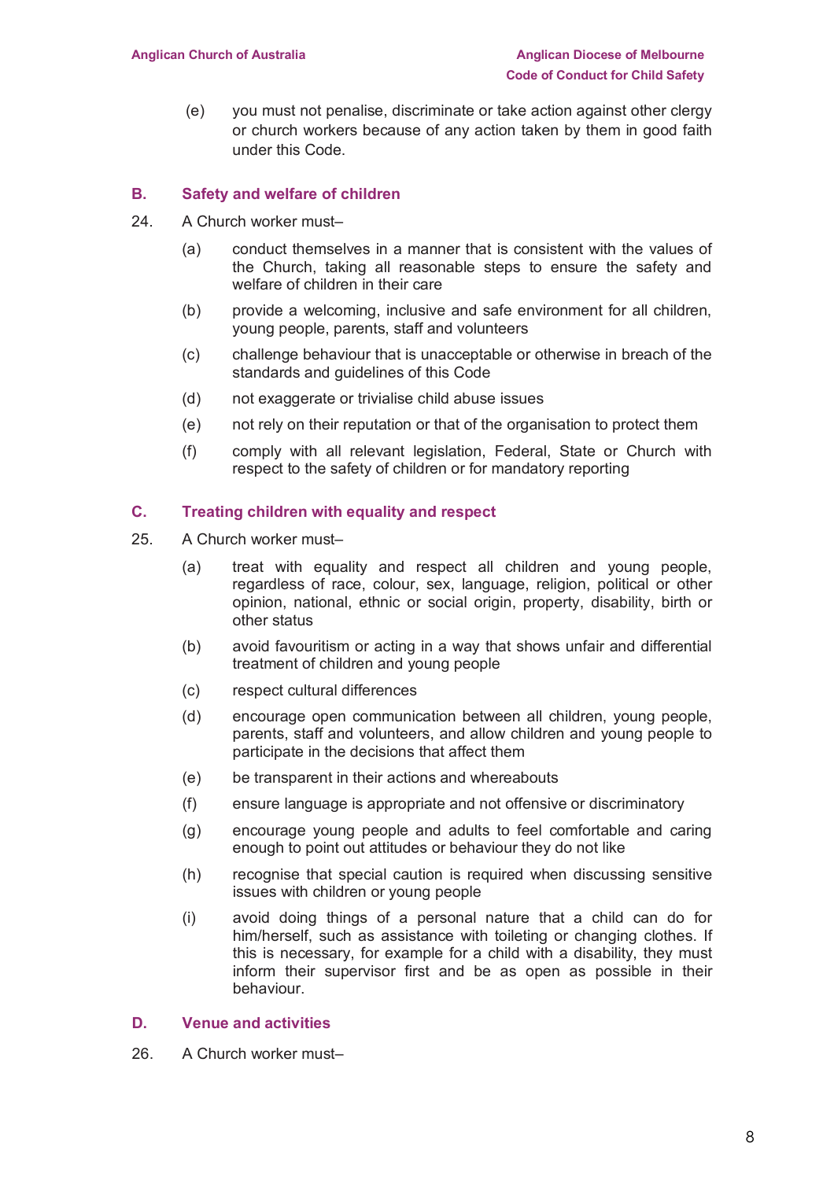(e) you must not penalise, discriminate or take action against other clergy or church workers because of any action taken by them in good faith under this Code.

## B. Safety and welfare of children

24. A Church worker must–

    (a) conduct themselves in a manner that is consistent with the values of the Church, taking all reasonable steps to ensure the safety and welfare of children in their care

    (b) provide a welcoming, inclusive and safe environment for all children, young people, parents, staff and volunteers

    (c) challenge behaviour that is unacceptable or otherwise in breach of the standards and guidelines of this Code

    (d) not exaggerate or trivialise child abuse issues

    (e) not rely on their reputation or that of the organisation to protect them

    (f) comply with all relevant legislation, Federal, State or Church with respect to the safety of children or for mandatory reporting

## C. Treating children with equality and respect

25. A Church worker must–

    (a) treat with equality and respect all children and young people, regardless of race, colour, sex, language, religion, political or other opinion, national, ethnic or social origin, property, disability, birth or other status

    (b) avoid favouritism or acting in a way that shows unfair and differential treatment of children and young people

    (c) respect cultural differences

    (d) encourage open communication between all children, young people, parents, staff and volunteers, and allow children and young people to participate in the decisions that affect them

    (e) be transparent in their actions and whereabouts

    (f) ensure language is appropriate and not offensive or discriminatory

    (g) encourage young people and adults to feel comfortable and caring enough to point out attitudes or behaviour they do not like

    (h) recognise that special caution is required when discussing sensitive issues with children or young people

    (i) avoid doing things of a personal nature that a child can do for him/herself, such as assistance with toileting or changing clothes. If this is necessary, for example for a child with a disability, they must inform their supervisor first and be as open as possible in their behaviour.

## D. Venue and activities

26. A Church worker must–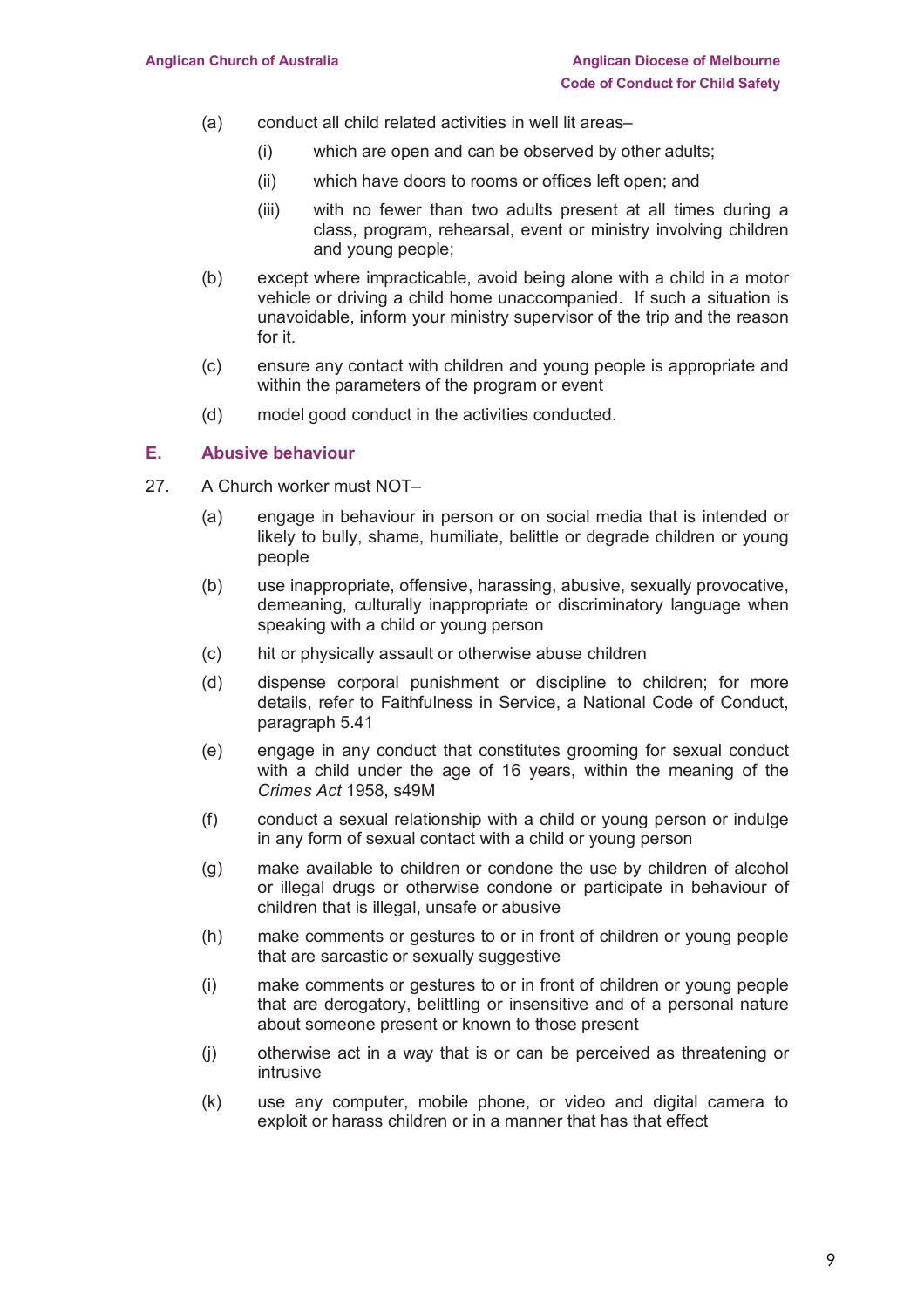(a) conduct all child related activities in well lit areas–

   (i) which are open and can be observed by other adults;

   (ii) which have doors to rooms or offices left open; and

   (iii) with no fewer than two adults present at all times during a class, program, rehearsal, event or ministry involving children and young people;

(b) except where impracticable, avoid being alone with a child in a motor vehicle or driving a child home unaccompanied. If such a situation is unavoidable, inform your ministry supervisor of the trip and the reason for it.

(c) ensure any contact with children and young people is appropriate and within the parameters of the program or event

(d) model good conduct in the activities conducted.

## E. Abusive behaviour

27. A Church worker must NOT–

(a) engage in behaviour in person or on social media that is intended or likely to bully, shame, humiliate, belittle or degrade children or young people

(b) use inappropriate, offensive, harassing, abusive, sexually provocative, demeaning, culturally inappropriate or discriminatory language when speaking with a child or young person

(c) hit or physically assault or otherwise abuse children

(d) dispense corporal punishment or discipline to children; for more details, refer to Faithfulness in Service, a National Code of Conduct, paragraph 5.41

(e) engage in any conduct that constitutes grooming for sexual conduct with a child under the age of 16 years, within the meaning of the *Crimes Act* 1958, s49M

(f) conduct a sexual relationship with a child or young person or indulge in any form of sexual contact with a child or young person

(g) make available to children or condone the use by children of alcohol or illegal drugs or otherwise condone or participate in behaviour of children that is illegal, unsafe or abusive

(h) make comments or gestures to or in front of children or young people that are sarcastic or sexually suggestive

(i) make comments or gestures to or in front of children or young people that are derogatory, belittling or insensitive and of a personal nature about someone present or known to those present

(j) otherwise act in a way that is or can be perceived as threatening or intrusive

(k) use any computer, mobile phone, or video and digital camera to exploit or harass children or in a manner that has that effect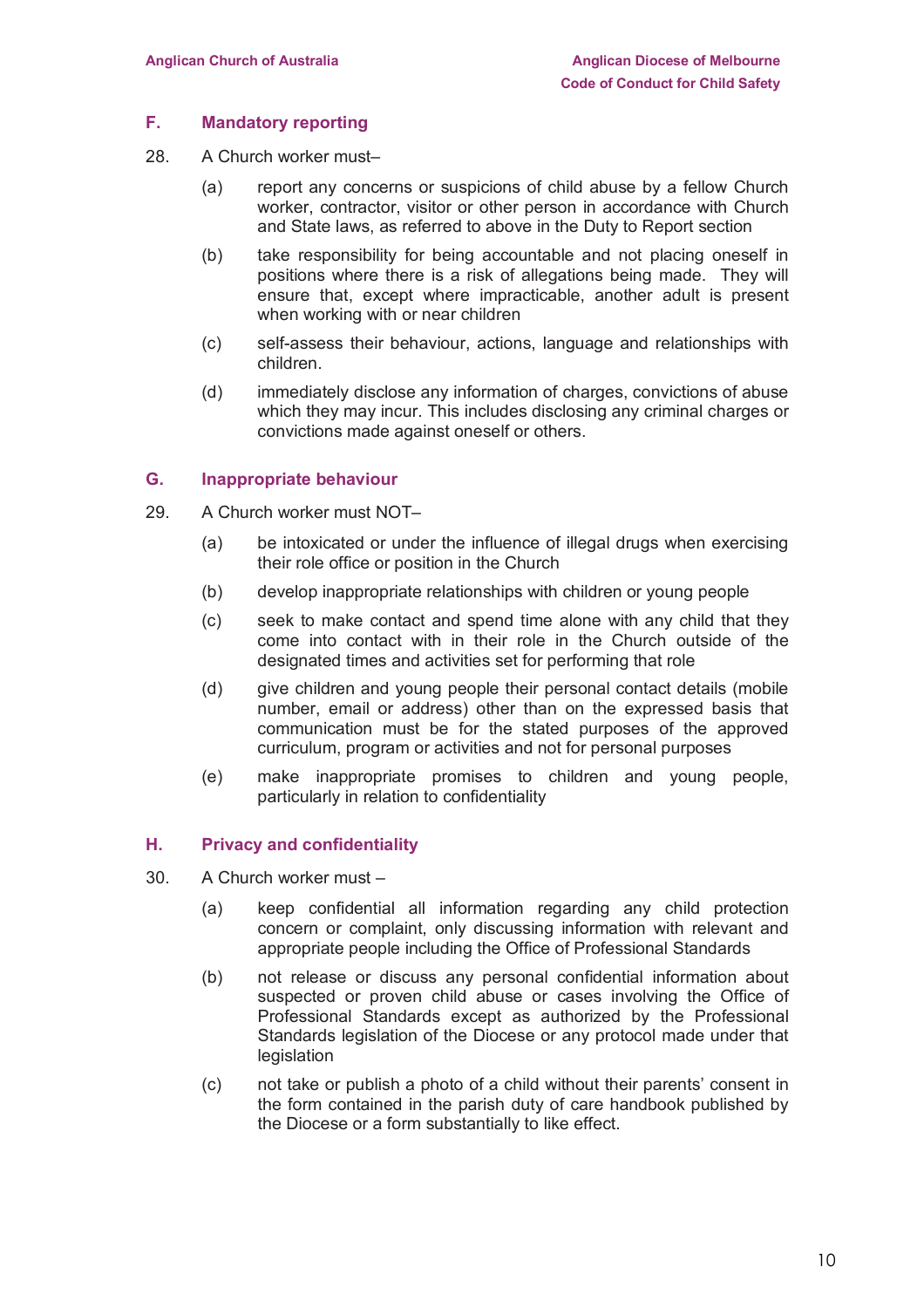## F. Mandatory reporting

28. A Church worker must–

    (a) report any concerns or suspicions of child abuse by a fellow Church worker, contractor, visitor or other person in accordance with Church and State laws, as referred to above in the Duty to Report section

    (b) take responsibility for being accountable and not placing oneself in positions where there is a risk of allegations being made. They will ensure that, except where impracticable, another adult is present when working with or near children

    (c) self-assess their behaviour, actions, language and relationships with children.

    (d) immediately disclose any information of charges, convictions of abuse which they may incur. This includes disclosing any criminal charges or convictions made against oneself or others.

## G. Inappropriate behaviour

29. A Church worker must NOT–

    (a) be intoxicated or under the influence of illegal drugs when exercising their role office or position in the Church

    (b) develop inappropriate relationships with children or young people

    (c) seek to make contact and spend time alone with any child that they come into contact with in their role in the Church outside of the designated times and activities set for performing that role

    (d) give children and young people their personal contact details (mobile number, email or address) other than on the expressed basis that communication must be for the stated purposes of the approved curriculum, program or activities and not for personal purposes

    (e) make inappropriate promises to children and young people, particularly in relation to confidentiality

## H. Privacy and confidentiality

30. A Church worker must –

    (a) keep confidential all information regarding any child protection concern or complaint, only discussing information with relevant and appropriate people including the Office of Professional Standards

    (b) not release or discuss any personal confidential information about suspected or proven child abuse or cases involving the Office of Professional Standards except as authorized by the Professional Standards legislation of the Diocese or any protocol made under that legislation

    (c) not take or publish a photo of a child without their parents' consent in the form contained in the parish duty of care handbook published by the Diocese or a form substantially to like effect.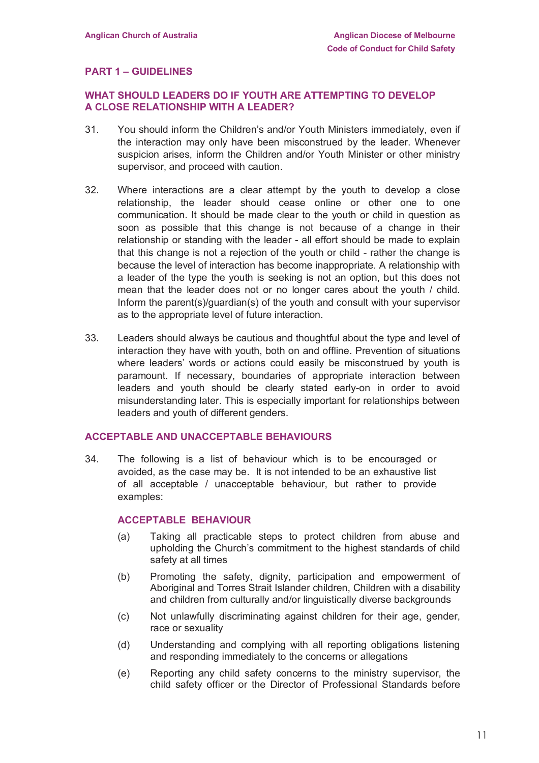## PART 1 – GUIDELINES

### WHAT SHOULD LEADERS DO IF YOUTH ARE ATTEMPTING TO DEVELOP A CLOSE RELATIONSHIP WITH A LEADER?

31. You should inform the Children's and/or Youth Ministers immediately, even if the interaction may only have been misconstrued by the leader. Whenever suspicion arises, inform the Children and/or Youth Minister or other ministry supervisor, and proceed with caution.

32. Where interactions are a clear attempt by the youth to develop a close relationship, the leader should cease online or other one to one communication. It should be made clear to the youth or child in question as soon as possible that this change is not because of a change in their relationship or standing with the leader - all effort should be made to explain that this change is not a rejection of the youth or child - rather the change is because the level of interaction has become inappropriate. A relationship with a leader of the type the youth is seeking is not an option, but this does not mean that the leader does not or no longer cares about the youth / child. Inform the parent(s)/guardian(s) of the youth and consult with your supervisor as to the appropriate level of future interaction.

33. Leaders should always be cautious and thoughtful about the type and level of interaction they have with youth, both on and offline. Prevention of situations where leaders' words or actions could easily be misconstrued by youth is paramount. If necessary, boundaries of appropriate interaction between leaders and youth should be clearly stated early-on in order to avoid misunderstanding later. This is especially important for relationships between leaders and youth of different genders.

### ACCEPTABLE AND UNACCEPTABLE BEHAVIOURS

34. The following is a list of behaviour which is to be encouraged or avoided, as the case may be. It is not intended to be an exhaustive list of all acceptable / unacceptable behaviour, but rather to provide examples:

#### ACCEPTABLE BEHAVIOUR

(a) Taking all practicable steps to protect children from abuse and upholding the Church's commitment to the highest standards of child safety at all times

(b) Promoting the safety, dignity, participation and empowerment of Aboriginal and Torres Strait Islander children, Children with a disability and children from culturally and/or linguistically diverse backgrounds

(c) Not unlawfully discriminating against children for their age, gender, race or sexuality

(d) Understanding and complying with all reporting obligations listening and responding immediately to the concerns or allegations

(e) Reporting any child safety concerns to the ministry supervisor, the child safety officer or the Director of Professional Standards before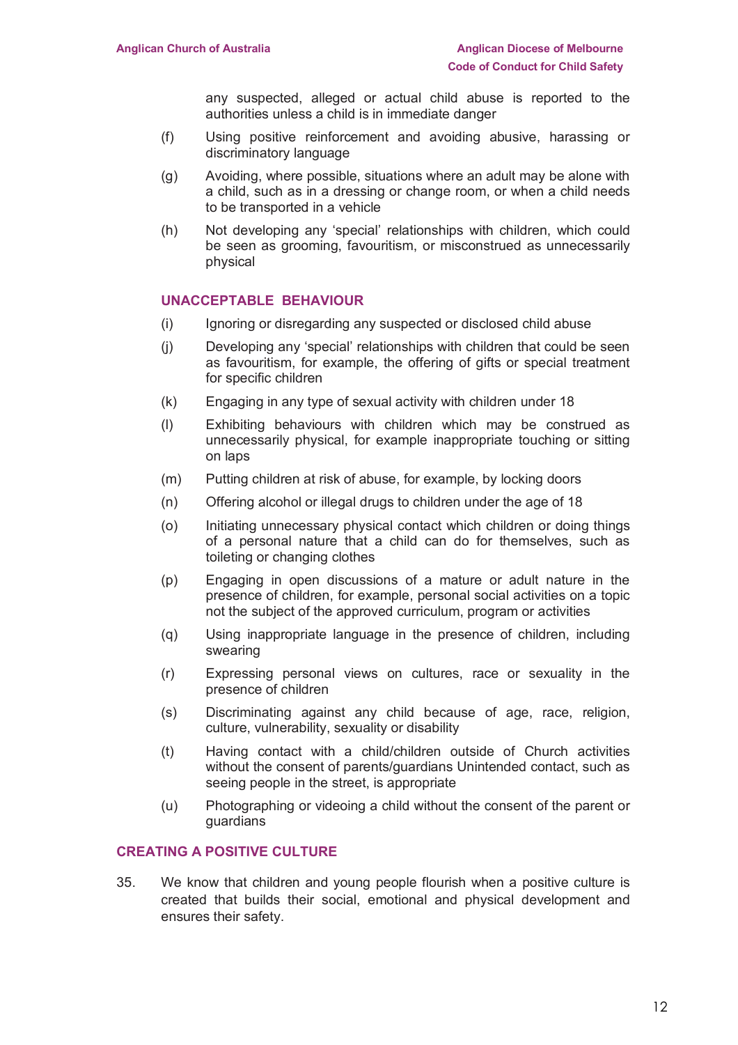any suspected, alleged or actual child abuse is reported to the authorities unless a child is in immediate danger

(f) Using positive reinforcement and avoiding abusive, harassing or discriminatory language

(g) Avoiding, where possible, situations where an adult may be alone with a child, such as in a dressing or change room, or when a child needs to be transported in a vehicle

(h) Not developing any 'special' relationships with children, which could be seen as grooming, favouritism, or misconstrued as unnecessarily physical

### UNACCEPTABLE BEHAVIOUR

(i) Ignoring or disregarding any suspected or disclosed child abuse

(j) Developing any 'special' relationships with children that could be seen as favouritism, for example, the offering of gifts or special treatment for specific children

(k) Engaging in any type of sexual activity with children under 18

(l) Exhibiting behaviours with children which may be construed as unnecessarily physical, for example inappropriate touching or sitting on laps

(m) Putting children at risk of abuse, for example, by locking doors

(n) Offering alcohol or illegal drugs to children under the age of 18

(o) Initiating unnecessary physical contact which children or doing things of a personal nature that a child can do for themselves, such as toileting or changing clothes

(p) Engaging in open discussions of a mature or adult nature in the presence of children, for example, personal social activities on a topic not the subject of the approved curriculum, program or activities

(q) Using inappropriate language in the presence of children, including swearing

(r) Expressing personal views on cultures, race or sexuality in the presence of children

(s) Discriminating against any child because of age, race, religion, culture, vulnerability, sexuality or disability

(t) Having contact with a child/children outside of Church activities without the consent of parents/guardians Unintended contact, such as seeing people in the street, is appropriate

(u) Photographing or videoing a child without the consent of the parent or guardians

## CREATING A POSITIVE CULTURE

35. We know that children and young people flourish when a positive culture is created that builds their social, emotional and physical development and ensures their safety.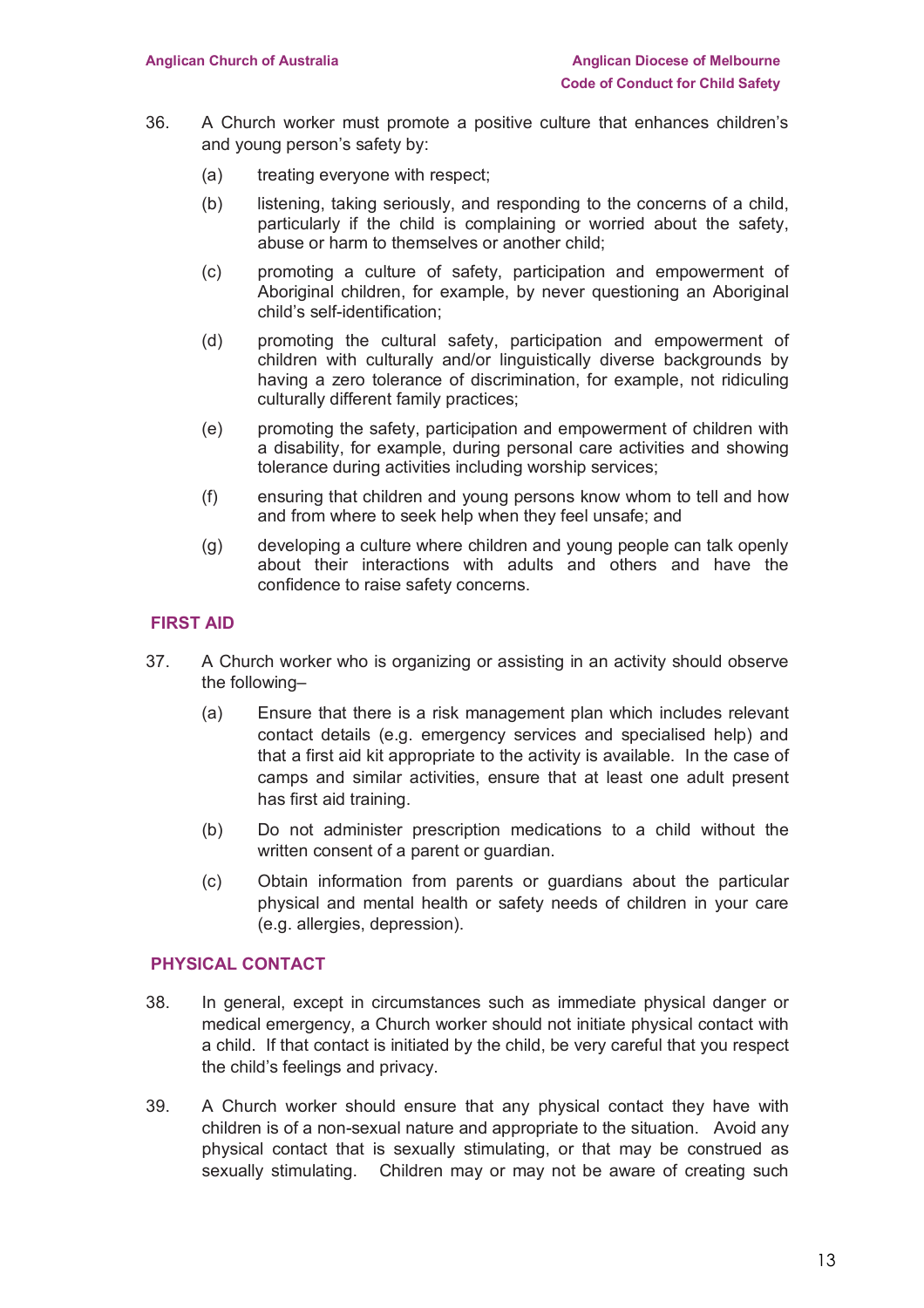36. A Church worker must promote a positive culture that enhances children's and young person's safety by:

    (a) treating everyone with respect;

    (b) listening, taking seriously, and responding to the concerns of a child, particularly if the child is complaining or worried about the safety, abuse or harm to themselves or another child;

    (c) promoting a culture of safety, participation and empowerment of Aboriginal children, for example, by never questioning an Aboriginal child's self-identification;

    (d) promoting the cultural safety, participation and empowerment of children with culturally and/or linguistically diverse backgrounds by having a zero tolerance of discrimination, for example, not ridiculing culturally different family practices;

    (e) promoting the safety, participation and empowerment of children with a disability, for example, during personal care activities and showing tolerance during activities including worship services;

    (f) ensuring that children and young persons know whom to tell and how and from where to seek help when they feel unsafe; and

    (g) developing a culture where children and young people can talk openly about their interactions with adults and others and have the confidence to raise safety concerns.

## FIRST AID

37. A Church worker who is organizing or assisting in an activity should observe the following–

    (a) Ensure that there is a risk management plan which includes relevant contact details (e.g. emergency services and specialised help) and that a first aid kit appropriate to the activity is available. In the case of camps and similar activities, ensure that at least one adult present has first aid training.

    (b) Do not administer prescription medications to a child without the written consent of a parent or guardian.

    (c) Obtain information from parents or guardians about the particular physical and mental health or safety needs of children in your care (e.g. allergies, depression).

## PHYSICAL CONTACT

38. In general, except in circumstances such as immediate physical danger or medical emergency, a Church worker should not initiate physical contact with a child. If that contact is initiated by the child, be very careful that you respect the child's feelings and privacy.

39. A Church worker should ensure that any physical contact they have with children is of a non-sexual nature and appropriate to the situation. Avoid any physical contact that is sexually stimulating, or that may be construed as sexually stimulating. Children may or may not be aware of creating such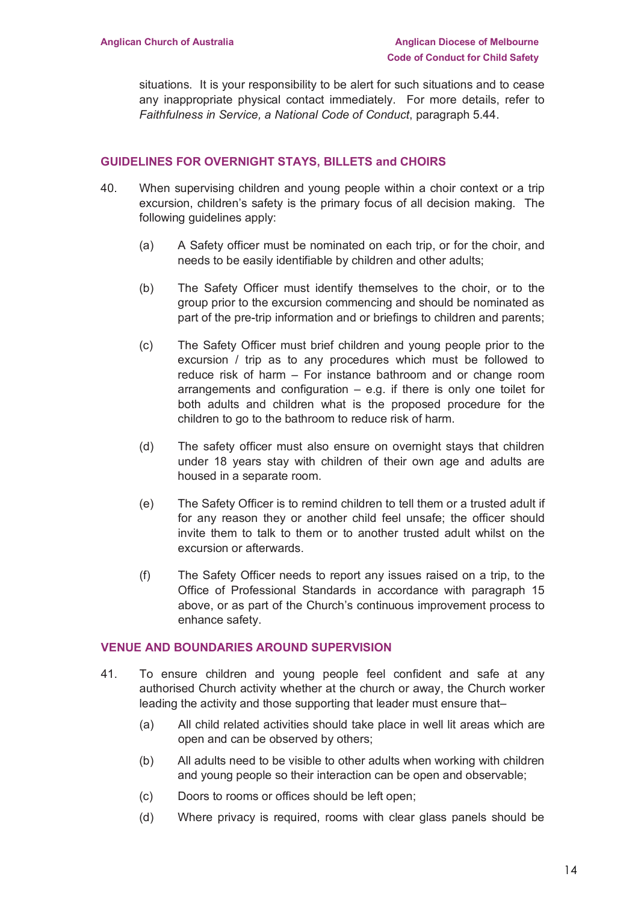situations. It is your responsibility to be alert for such situations and to cease any inappropriate physical contact immediately. For more details, refer to *Faithfulness in Service, a National Code of Conduct*, paragraph 5.44.

## GUIDELINES FOR OVERNIGHT STAYS, BILLETS and CHOIRS

40. When supervising children and young people within a choir context or a trip excursion, children's safety is the primary focus of all decision making. The following guidelines apply:

    (a) A Safety officer must be nominated on each trip, or for the choir, and needs to be easily identifiable by children and other adults;

    (b) The Safety Officer must identify themselves to the choir, or to the group prior to the excursion commencing and should be nominated as part of the pre-trip information and or briefings to children and parents;

    (c) The Safety Officer must brief children and young people prior to the excursion / trip as to any procedures which must be followed to reduce risk of harm – For instance bathroom and or change room arrangements and configuration – e.g. if there is only one toilet for both adults and children what is the proposed procedure for the children to go to the bathroom to reduce risk of harm.

    (d) The safety officer must also ensure on overnight stays that children under 18 years stay with children of their own age and adults are housed in a separate room.

    (e) The Safety Officer is to remind children to tell them or a trusted adult if for any reason they or another child feel unsafe; the officer should invite them to talk to them or to another trusted adult whilst on the excursion or afterwards.

    (f) The Safety Officer needs to report any issues raised on a trip, to the Office of Professional Standards in accordance with paragraph 15 above, or as part of the Church's continuous improvement process to enhance safety.

## VENUE AND BOUNDARIES AROUND SUPERVISION

41. To ensure children and young people feel confident and safe at any authorised Church activity whether at the church or away, the Church worker leading the activity and those supporting that leader must ensure that–

    (a) All child related activities should take place in well lit areas which are open and can be observed by others;

    (b) All adults need to be visible to other adults when working with children and young people so their interaction can be open and observable;

    (c) Doors to rooms or offices should be left open;

    (d) Where privacy is required, rooms with clear glass panels should be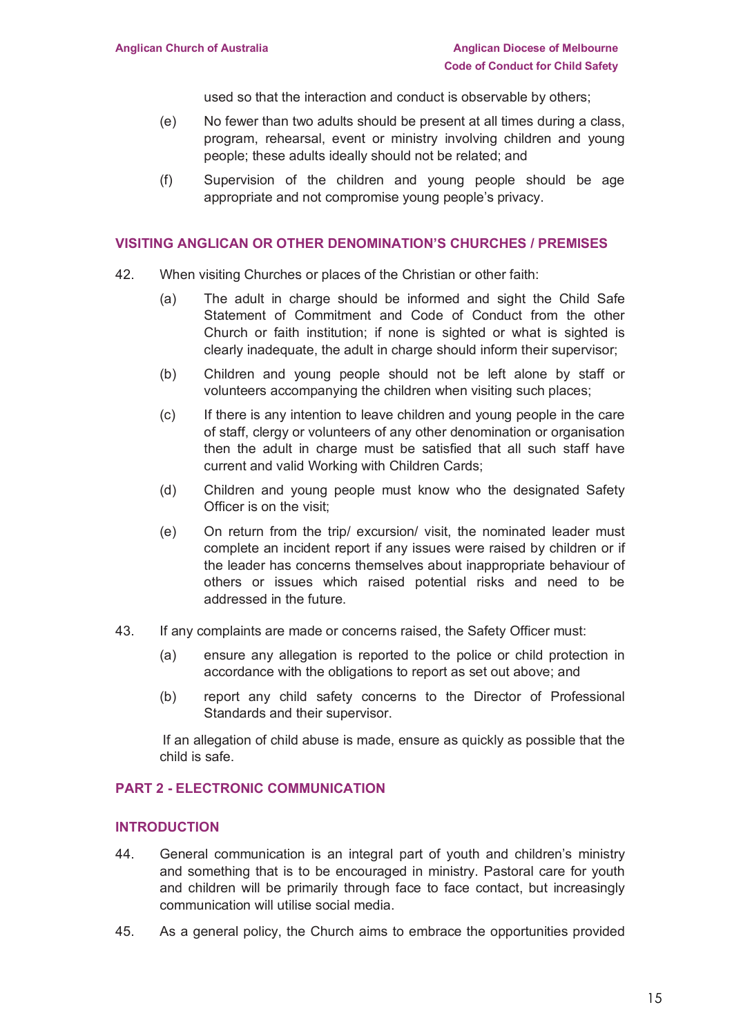used so that the interaction and conduct is observable by others;

(e) No fewer than two adults should be present at all times during a class, program, rehearsal, event or ministry involving children and young people; these adults ideally should not be related; and

(f) Supervision of the children and young people should be age appropriate and not compromise young people's privacy.

## VISITING ANGLICAN OR OTHER DENOMINATION'S CHURCHES / PREMISES

42. When visiting Churches or places of the Christian or other faith:

 (a) The adult in charge should be informed and sight the Child Safe Statement of Commitment and Code of Conduct from the other Church or faith institution; if none is sighted or what is sighted is clearly inadequate, the adult in charge should inform their supervisor;

 (b) Children and young people should not be left alone by staff or volunteers accompanying the children when visiting such places;

 (c) If there is any intention to leave children and young people in the care of staff, clergy or volunteers of any other denomination or organisation then the adult in charge must be satisfied that all such staff have current and valid Working with Children Cards;

 (d) Children and young people must know who the designated Safety Officer is on the visit;

 (e) On return from the trip/ excursion/ visit, the nominated leader must complete an incident report if any issues were raised by children or if the leader has concerns themselves about inappropriate behaviour of others or issues which raised potential risks and need to be addressed in the future.

43. If any complaints are made or concerns raised, the Safety Officer must:

 (a) ensure any allegation is reported to the police or child protection in accordance with the obligations to report as set out above; and

 (b) report any child safety concerns to the Director of Professional Standards and their supervisor.

 If an allegation of child abuse is made, ensure as quickly as possible that the child is safe.

## PART 2 - ELECTRONIC COMMUNICATION

### INTRODUCTION

44. General communication is an integral part of youth and children's ministry and something that is to be encouraged in ministry. Pastoral care for youth and children will be primarily through face to face contact, but increasingly communication will utilise social media.

45. As a general policy, the Church aims to embrace the opportunities provided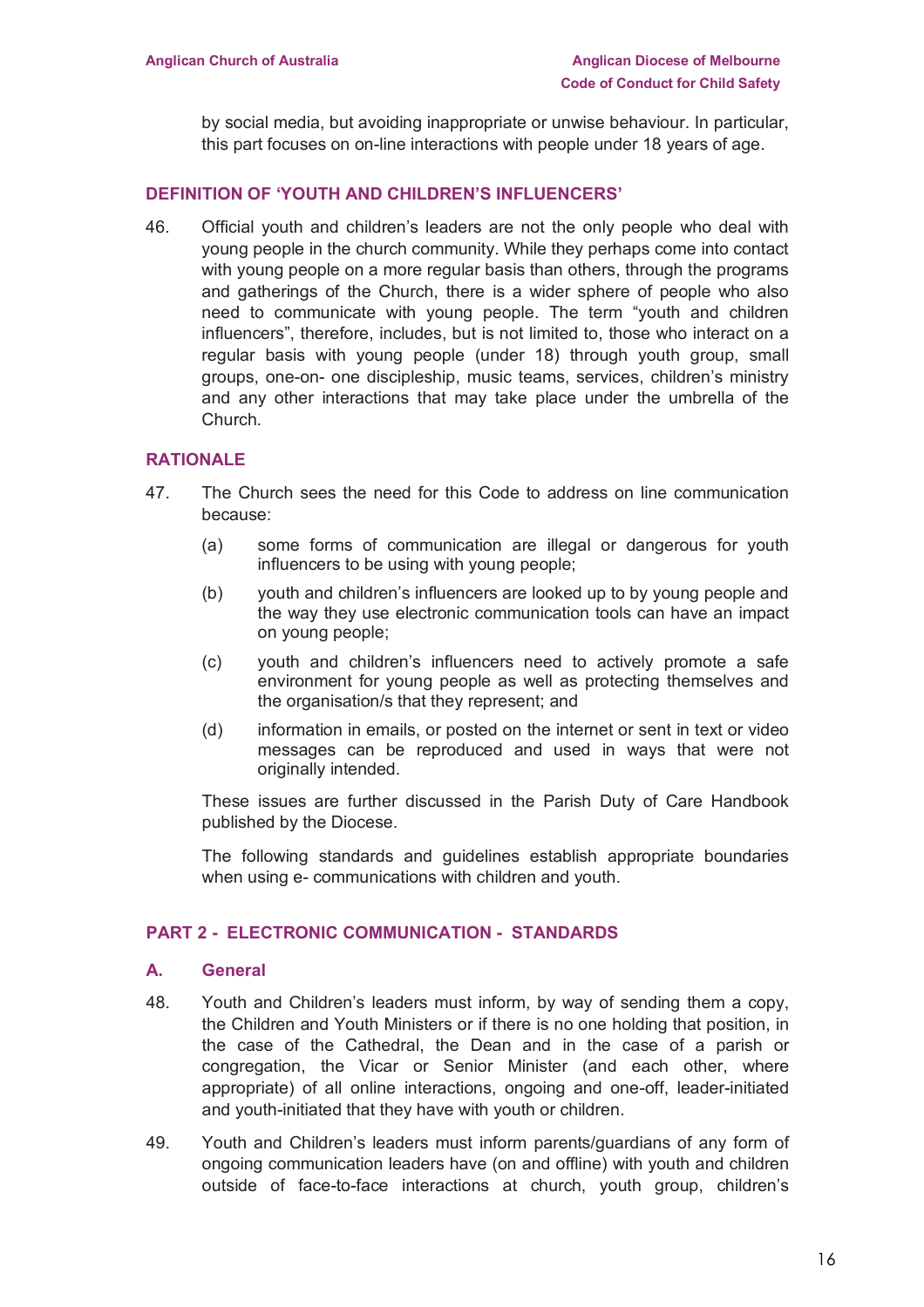by social media, but avoiding inappropriate or unwise behaviour. In particular, this part focuses on on-line interactions with people under 18 years of age.

## DEFINITION OF 'YOUTH AND CHILDREN'S INFLUENCERS'

46. Official youth and children's leaders are not the only people who deal with young people in the church community. While they perhaps come into contact with young people on a more regular basis than others, through the programs and gatherings of the Church, there is a wider sphere of people who also need to communicate with young people. The term "youth and children influencers", therefore, includes, but is not limited to, those who interact on a regular basis with young people (under 18) through youth group, small groups, one-on- one discipleship, music teams, services, children's ministry and any other interactions that may take place under the umbrella of the Church.

## RATIONALE

47. The Church sees the need for this Code to address on line communication because:

    (a) some forms of communication are illegal or dangerous for youth influencers to be using with young people;

    (b) youth and children's influencers are looked up to by young people and the way they use electronic communication tools can have an impact on young people;

    (c) youth and children's influencers need to actively promote a safe environment for young people as well as protecting themselves and the organisation/s that they represent; and

    (d) information in emails, or posted on the internet or sent in text or video messages can be reproduced and used in ways that were not originally intended.

    These issues are further discussed in the Parish Duty of Care Handbook published by the Diocese.

    The following standards and guidelines establish appropriate boundaries when using e- communications with children and youth.

## PART 2 - ELECTRONIC COMMUNICATION - STANDARDS

### A. General

48. Youth and Children's leaders must inform, by way of sending them a copy, the Children and Youth Ministers or if there is no one holding that position, in the case of the Cathedral, the Dean and in the case of a parish or congregation, the Vicar or Senior Minister (and each other, where appropriate) of all online interactions, ongoing and one-off, leader-initiated and youth-initiated that they have with youth or children.

49. Youth and Children's leaders must inform parents/guardians of any form of ongoing communication leaders have (on and offline) with youth and children outside of face-to-face interactions at church, youth group, children's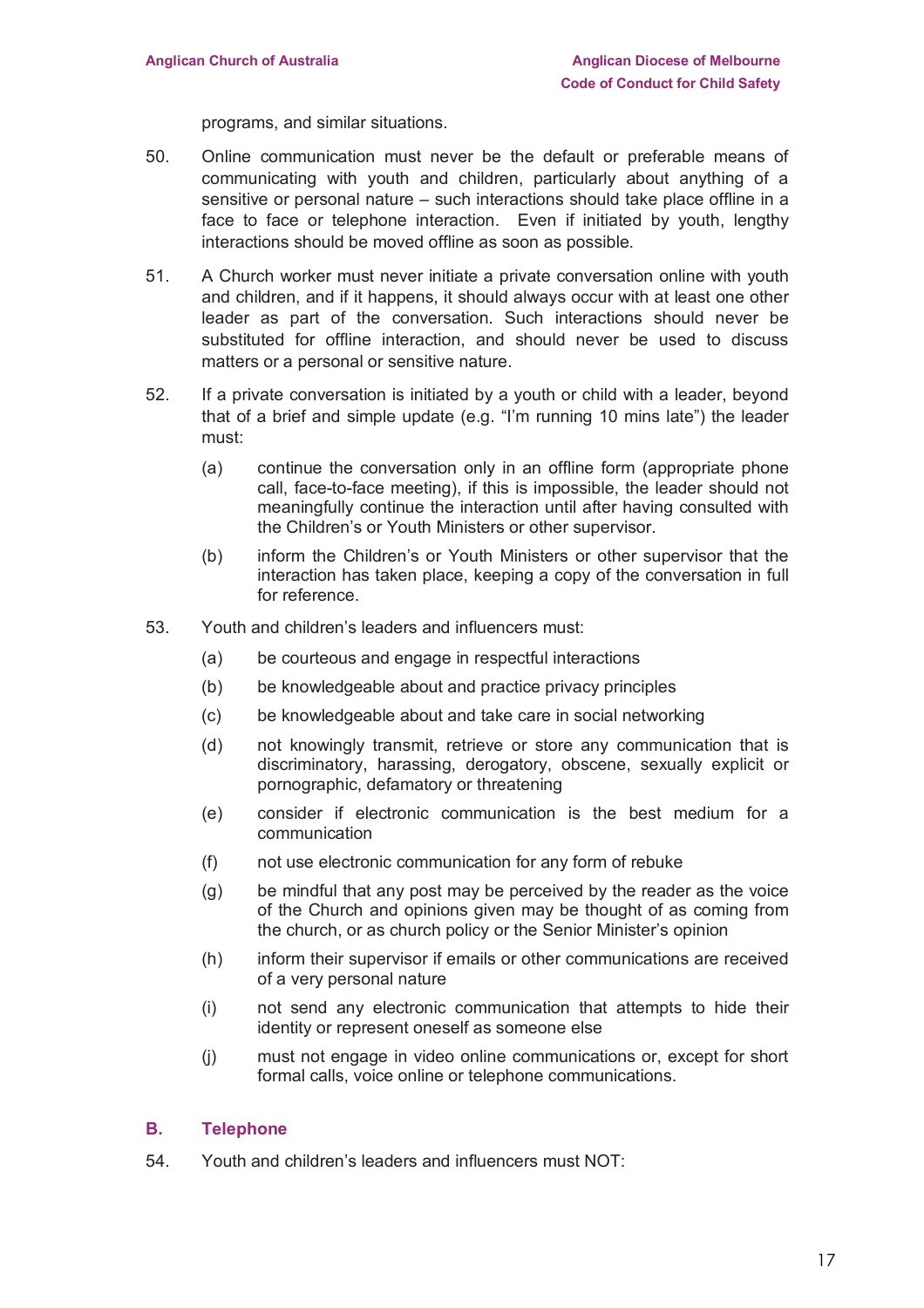programs, and similar situations.

50. Online communication must never be the default or preferable means of communicating with youth and children, particularly about anything of a sensitive or personal nature – such interactions should take place offline in a face to face or telephone interaction. Even if initiated by youth, lengthy interactions should be moved offline as soon as possible.

51. A Church worker must never initiate a private conversation online with youth and children, and if it happens, it should always occur with at least one other leader as part of the conversation. Such interactions should never be substituted for offline interaction, and should never be used to discuss matters or a personal or sensitive nature.

52. If a private conversation is initiated by a youth or child with a leader, beyond that of a brief and simple update (e.g. "I'm running 10 mins late") the leader must:

    (a) continue the conversation only in an offline form (appropriate phone call, face-to-face meeting), if this is impossible, the leader should not meaningfully continue the interaction until after having consulted with the Children's or Youth Ministers or other supervisor.

    (b) inform the Children's or Youth Ministers or other supervisor that the interaction has taken place, keeping a copy of the conversation in full for reference.

53. Youth and children's leaders and influencers must:

    (a) be courteous and engage in respectful interactions

    (b) be knowledgeable about and practice privacy principles

    (c) be knowledgeable about and take care in social networking

    (d) not knowingly transmit, retrieve or store any communication that is discriminatory, harassing, derogatory, obscene, sexually explicit or pornographic, defamatory or threatening

    (e) consider if electronic communication is the best medium for a communication

    (f) not use electronic communication for any form of rebuke

    (g) be mindful that any post may be perceived by the reader as the voice of the Church and opinions given may be thought of as coming from the church, or as church policy or the Senior Minister's opinion

    (h) inform their supervisor if emails or other communications are received of a very personal nature

    (i) not send any electronic communication that attempts to hide their identity or represent oneself as someone else

    (j) must not engage in video online communications or, except for short formal calls, voice online or telephone communications.

## B. Telephone

54. Youth and children's leaders and influencers must NOT: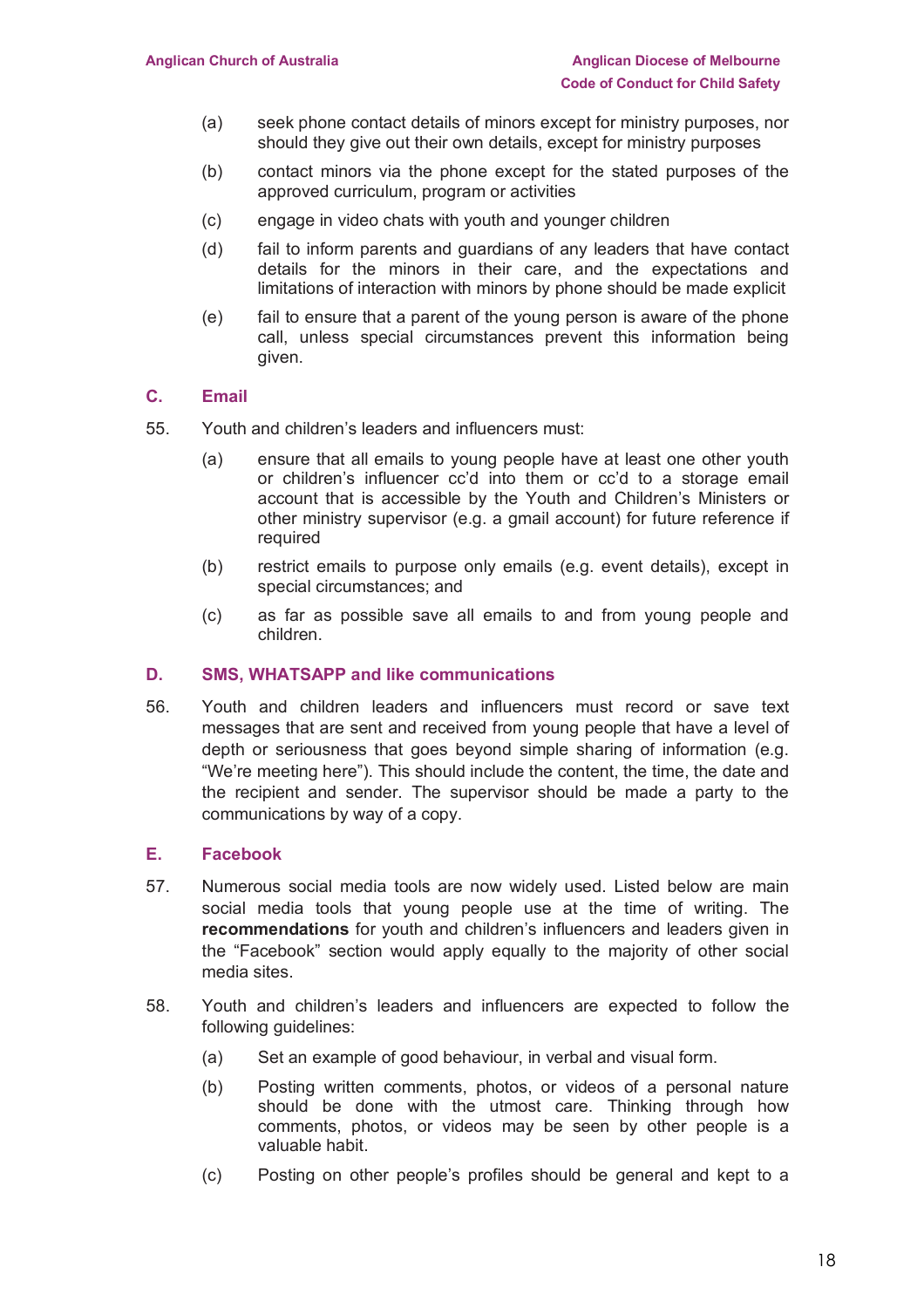(a) seek phone contact details of minors except for ministry purposes, nor should they give out their own details, except for ministry purposes

(b) contact minors via the phone except for the stated purposes of the approved curriculum, program or activities

(c) engage in video chats with youth and younger children

(d) fail to inform parents and guardians of any leaders that have contact details for the minors in their care, and the expectations and limitations of interaction with minors by phone should be made explicit

(e) fail to ensure that a parent of the young person is aware of the phone call, unless special circumstances prevent this information being given.

## C. Email

55. Youth and children's leaders and influencers must:

    (a) ensure that all emails to young people have at least one other youth or children's influencer cc'd into them or cc'd to a storage email account that is accessible by the Youth and Children's Ministers or other ministry supervisor (e.g. a gmail account) for future reference if required

    (b) restrict emails to purpose only emails (e.g. event details), except in special circumstances; and

    (c) as far as possible save all emails to and from young people and children.

## D. SMS, WHATSAPP and like communications

56. Youth and children leaders and influencers must record or save text messages that are sent and received from young people that have a level of depth or seriousness that goes beyond simple sharing of information (e.g. "We're meeting here"). This should include the content, the time, the date and the recipient and sender. The supervisor should be made a party to the communications by way of a copy.

## E. Facebook

57. Numerous social media tools are now widely used. Listed below are main social media tools that young people use at the time of writing. The **recommendations** for youth and children's influencers and leaders given in the "Facebook" section would apply equally to the majority of other social media sites.

58. Youth and children's leaders and influencers are expected to follow the following guidelines:

    (a) Set an example of good behaviour, in verbal and visual form.

    (b) Posting written comments, photos, or videos of a personal nature should be done with the utmost care. Thinking through how comments, photos, or videos may be seen by other people is a valuable habit.

    (c) Posting on other people's profiles should be general and kept to a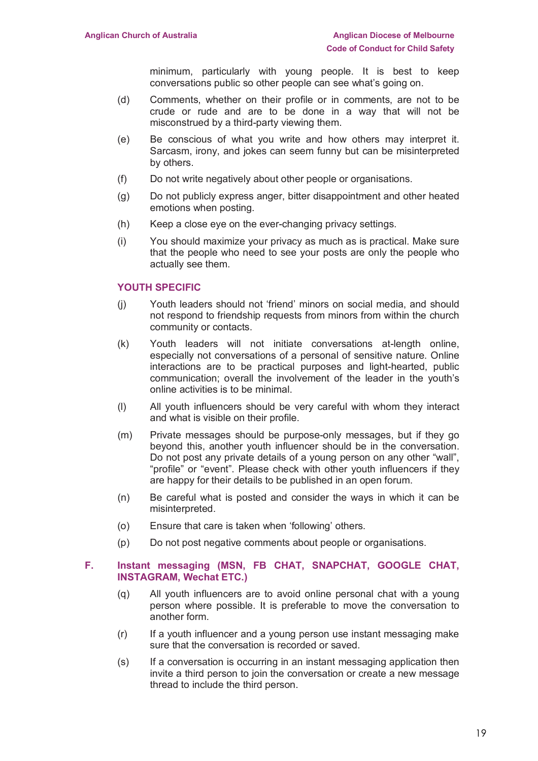minimum, particularly with young people. It is best to keep conversations public so other people can see what's going on.

(d) Comments, whether on their profile or in comments, are not to be crude or rude and are to be done in a way that will not be misconstrued by a third-party viewing them.

(e) Be conscious of what you write and how others may interpret it. Sarcasm, irony, and jokes can seem funny but can be misinterpreted by others.

(f) Do not write negatively about other people or organisations.

(g) Do not publicly express anger, bitter disappointment and other heated emotions when posting.

(h) Keep a close eye on the ever-changing privacy settings.

(i) You should maximize your privacy as much as is practical. Make sure that the people who need to see your posts are only the people who actually see them.

### YOUTH SPECIFIC

(j) Youth leaders should not 'friend' minors on social media, and should not respond to friendship requests from minors from within the church community or contacts.

(k) Youth leaders will not initiate conversations at-length online, especially not conversations of a personal of sensitive nature. Online interactions are to be practical purposes and light-hearted, public communication; overall the involvement of the leader in the youth's online activities is to be minimal.

(l) All youth influencers should be very careful with whom they interact and what is visible on their profile.

(m) Private messages should be purpose-only messages, but if they go beyond this, another youth influencer should be in the conversation. Do not post any private details of a young person on any other "wall", "profile" or "event". Please check with other youth influencers if they are happy for their details to be published in an open forum.

(n) Be careful what is posted and consider the ways in which it can be misinterpreted.

(o) Ensure that care is taken when 'following' others.

(p) Do not post negative comments about people or organisations.

## F. Instant messaging (MSN, FB CHAT, SNAPCHAT, GOOGLE CHAT, INSTAGRAM, Wechat ETC.)

(q) All youth influencers are to avoid online personal chat with a young person where possible. It is preferable to move the conversation to another form.

(r) If a youth influencer and a young person use instant messaging make sure that the conversation is recorded or saved.

(s) If a conversation is occurring in an instant messaging application then invite a third person to join the conversation or create a new message thread to include the third person.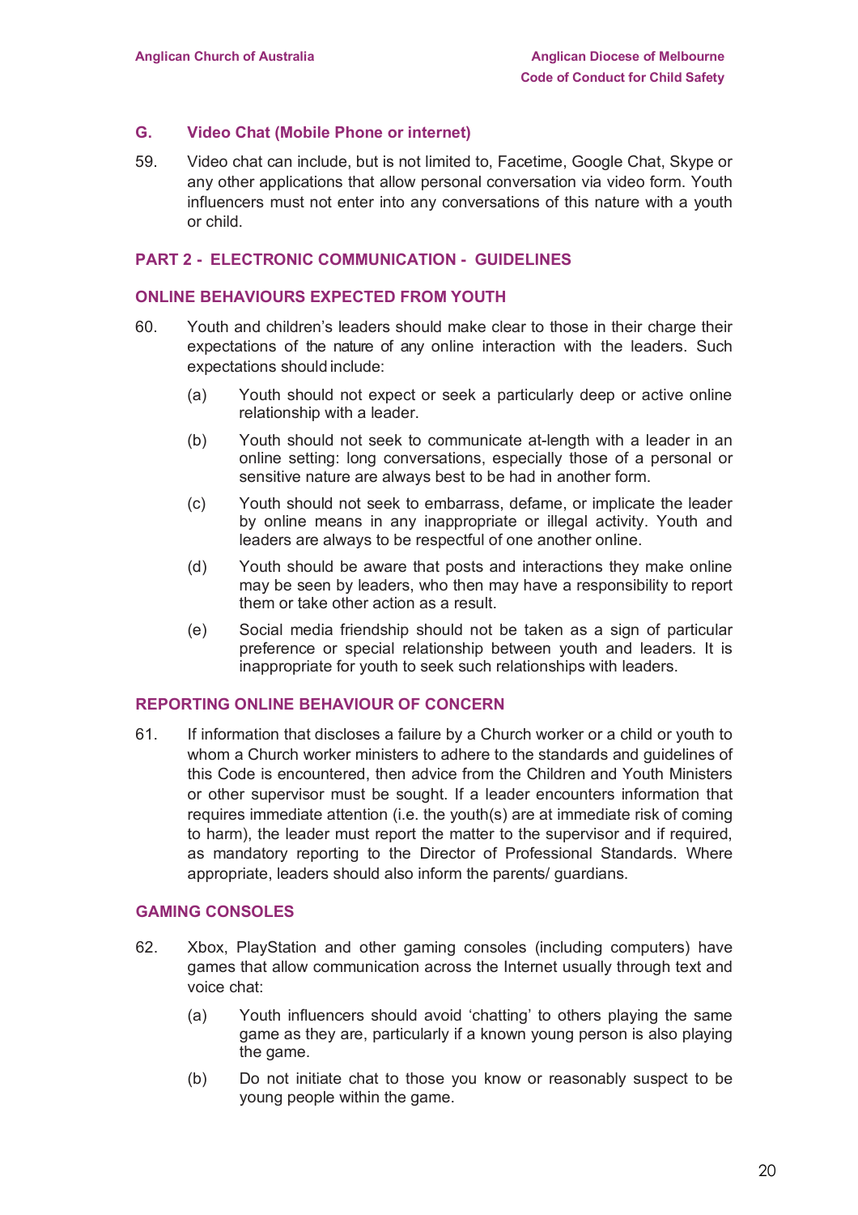### G. Video Chat (Mobile Phone or internet)

59. Video chat can include, but is not limited to, Facetime, Google Chat, Skype or any other applications that allow personal conversation via video form. Youth influencers must not enter into any conversations of this nature with a youth or child.

## PART 2 - ELECTRONIC COMMUNICATION - GUIDELINES

### ONLINE BEHAVIOURS EXPECTED FROM YOUTH

60. Youth and children's leaders should make clear to those in their charge their expectations of the nature of any online interaction with the leaders. Such expectations should include:

    (a) Youth should not expect or seek a particularly deep or active online relationship with a leader.

    (b) Youth should not seek to communicate at-length with a leader in an online setting: long conversations, especially those of a personal or sensitive nature are always best to be had in another form.

    (c) Youth should not seek to embarrass, defame, or implicate the leader by online means in any inappropriate or illegal activity. Youth and leaders are always to be respectful of one another online.

    (d) Youth should be aware that posts and interactions they make online may be seen by leaders, who then may have a responsibility to report them or take other action as a result.

    (e) Social media friendship should not be taken as a sign of particular preference or special relationship between youth and leaders. It is inappropriate for youth to seek such relationships with leaders.

### REPORTING ONLINE BEHAVIOUR OF CONCERN

61. If information that discloses a failure by a Church worker or a child or youth to whom a Church worker ministers to adhere to the standards and guidelines of this Code is encountered, then advice from the Children and Youth Ministers or other supervisor must be sought. If a leader encounters information that requires immediate attention (i.e. the youth(s) are at immediate risk of coming to harm), the leader must report the matter to the supervisor and if required, as mandatory reporting to the Director of Professional Standards. Where appropriate, leaders should also inform the parents/ guardians.

### GAMING CONSOLES

62. Xbox, PlayStation and other gaming consoles (including computers) have games that allow communication across the Internet usually through text and voice chat:

    (a) Youth influencers should avoid 'chatting' to others playing the same game as they are, particularly if a known young person is also playing the game.

    (b) Do not initiate chat to those you know or reasonably suspect to be young people within the game.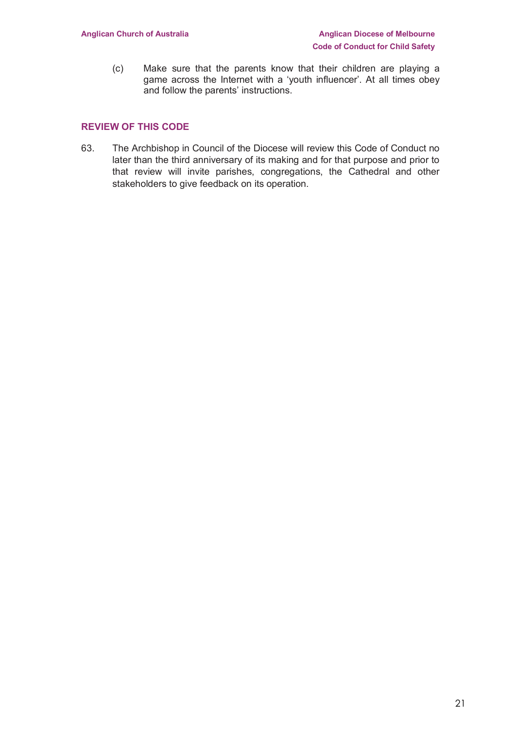(c) Make sure that the parents know that their children are playing a game across the Internet with a ‘youth influencer’. At all times obey and follow the parents’ instructions.

## REVIEW OF THIS CODE

63. The Archbishop in Council of the Diocese will review this Code of Conduct no later than the third anniversary of its making and for that purpose and prior to that review will invite parishes, congregations, the Cathedral and other stakeholders to give feedback on its operation.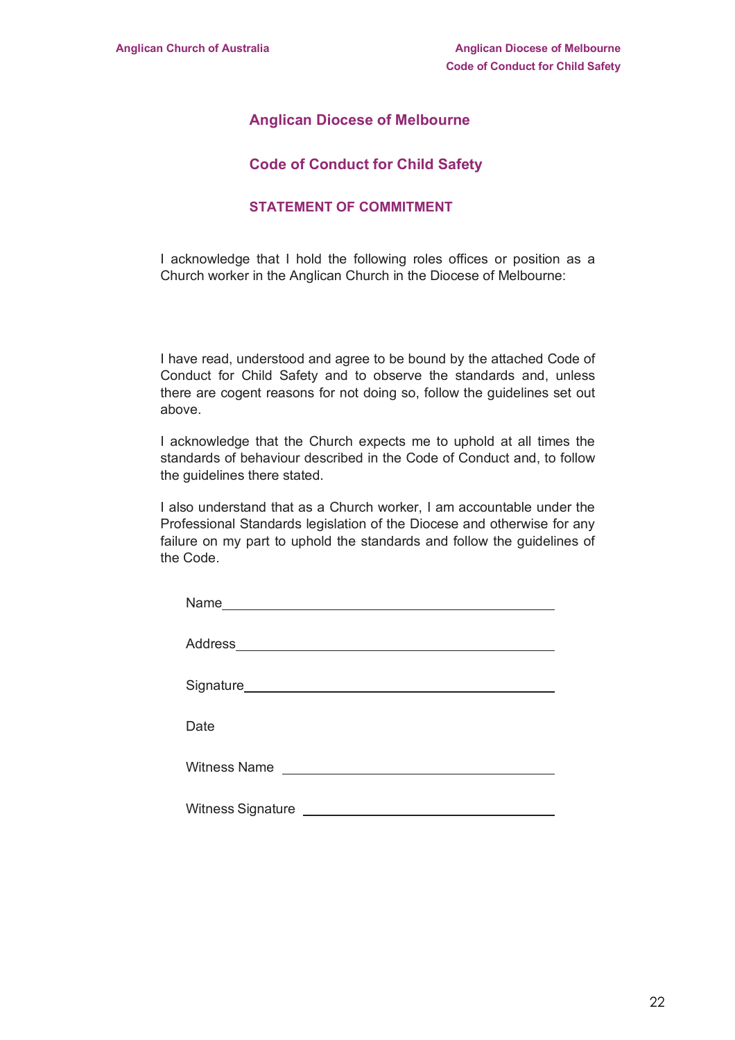# Anglican Diocese of Melbourne

## Code of Conduct for Child Safety

### STATEMENT OF COMMITMENT

I acknowledge that I hold the following roles offices or position as a Church worker in the Anglican Church in the Diocese of Melbourne:

I have read, understood and agree to be bound by the attached Code of Conduct for Child Safety and to observe the standards and, unless there are cogent reasons for not doing so, follow the guidelines set out above.

I acknowledge that the Church expects me to uphold at all times the standards of behaviour described in the Code of Conduct and, to follow the guidelines there stated.

I also understand that as a Church worker, I am accountable under the Professional Standards legislation of the Diocese and otherwise for any failure on my part to uphold the standards and follow the guidelines of the Code.

Name\_\_\_\_\_\_\_\_\_\_\_\_\_\_\_\_\_\_\_\_\_\_\_\_\_\_\_\_\_\_\_\_\_\_\_\_\_\_\_\_

Address\_\_\_\_\_\_\_\_\_\_\_\_\_\_\_\_\_\_\_\_\_\_\_\_\_\_\_\_\_\_\_\_\_\_\_\_\_\_

Signature\_\_\_\_\_\_\_\_\_\_\_\_\_\_\_\_\_\_\_\_\_\_\_\_\_\_\_\_\_\_\_\_\_\_\_\_\_

Date

Witness Name \_\_\_\_\_\_\_\_\_\_\_\_\_\_\_\_\_\_\_\_\_\_\_\_\_\_\_\_\_\_\_\_

Witness Signature \_\_\_\_\_\_\_\_\_\_\_\_\_\_\_\_\_\_\_\_\_\_\_\_\_\_\_\_\_